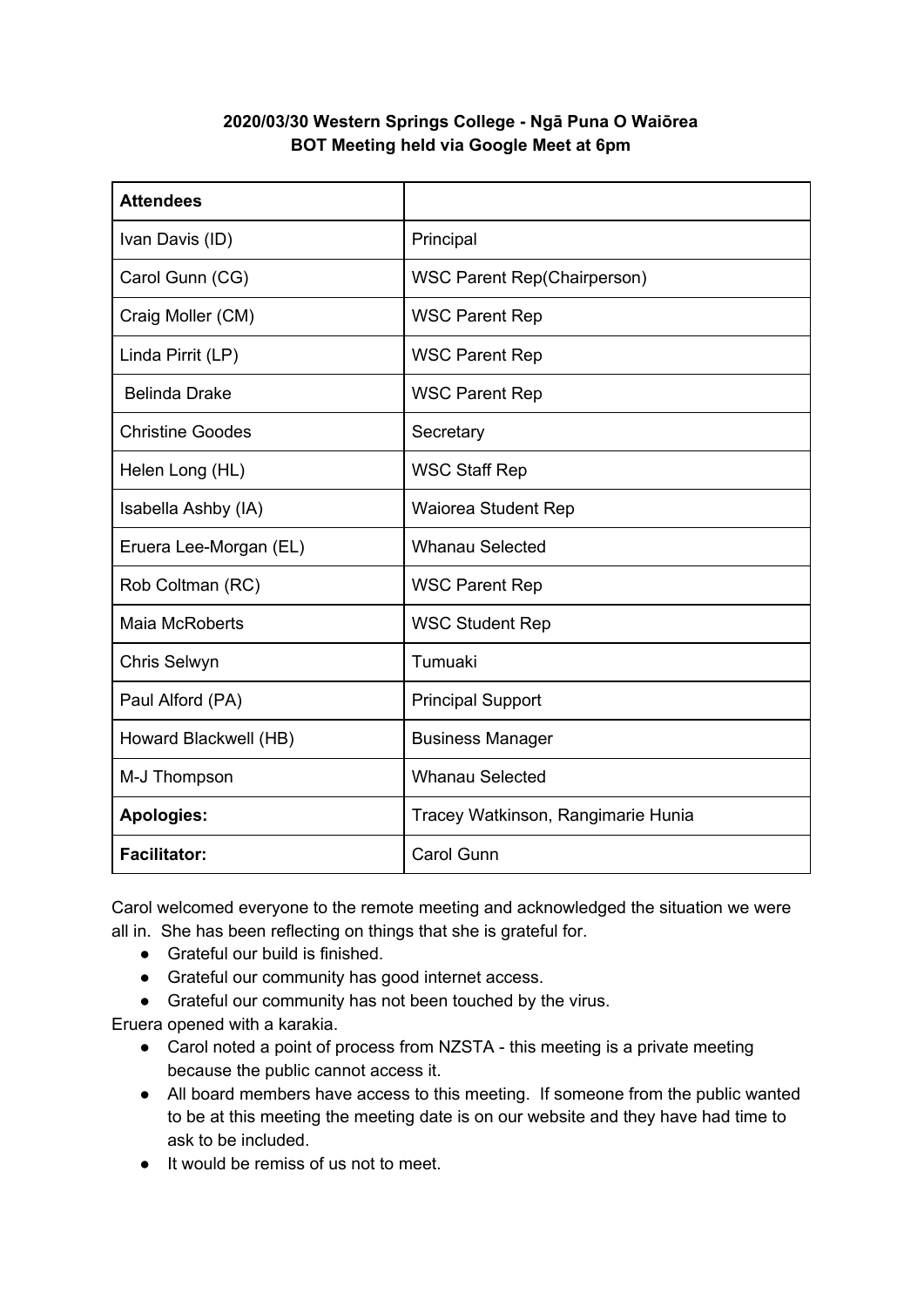**2020/03/30 Western Springs College - Ngā Puna O Waiōrea**
**BOT Meeting held via Google Meet at 6pm**

| **Attendees** | |
|---|---|
| Ivan Davis (ID) | Principal |
| Carol Gunn (CG) | WSC Parent Rep(Chairperson) |
| Craig Moller (CM) | WSC Parent Rep |
| Linda Pirrit (LP) | WSC Parent Rep |
| Belinda Drake | WSC Parent Rep |
| Christine Goodes | Secretary |
| Helen Long (HL) | WSC Staff Rep |
| Isabella Ashby (IA) | Waiorea Student Rep |
| Eruera Lee-Morgan (EL) | Whanau Selected |
| Rob Coltman (RC) | WSC Parent Rep |
| Maia McRoberts | WSC Student Rep |
| Chris Selwyn | Tumuaki |
| Paul Alford (PA) | Principal Support |
| Howard Blackwell (HB) | Business Manager |
| M-J Thompson | Whanau Selected |
| **Apologies:** | Tracey Watkinson, Rangimarie Hunia |
| **Facilitator:** | Carol Gunn |

Carol welcomed everyone to the remote meeting and acknowledged the situation we were all in. She has been reflecting on things that she is grateful for.

- Grateful our build is finished.
- Grateful our community has good internet access.
- Grateful our community has not been touched by the virus.

Eruera opened with a karakia.

- Carol noted a point of process from NZSTA - this meeting is a private meeting because the public cannot access it.
- All board members have access to this meeting. If someone from the public wanted to be at this meeting the meeting date is on our website and they have had time to ask to be included.
- It would be remiss of us not to meet.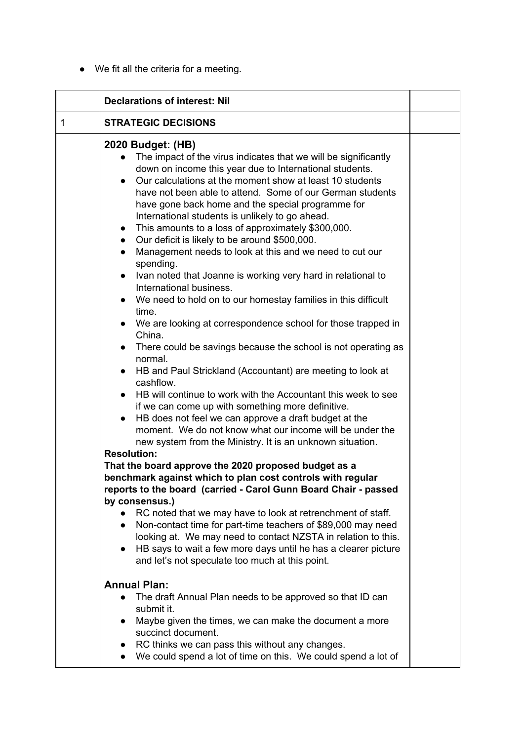- We fit all the criteria for a meeting.

| | **Declarations of interest: Nil** | |
|---|---|---|
| 1 | **STRATEGIC DECISIONS** | |
| | **2020 Budget: (HB)**<br>• The impact of the virus indicates that we will be significantly down on income this year due to International students.<br>• Our calculations at the moment show at least 10 students have not been able to attend. Some of our German students have gone back home and the special programme for International students is unlikely to go ahead.<br>• This amounts to a loss of approximately $300,000.<br>• Our deficit is likely to be around $500,000.<br>• Management needs to look at this and we need to cut our spending.<br>• Ivan noted that Joanne is working very hard in relational to International business.<br>• We need to hold on to our homestay families in this difficult time.<br>• We are looking at correspondence school for those trapped in China.<br>• There could be savings because the school is not operating as normal.<br>• HB and Paul Strickland (Accountant) are meeting to look at cashflow.<br>• HB will continue to work with the Accountant this week to see if we can come up with something more definitive.<br>• HB does not feel we can approve a draft budget at the moment. We do not know what our income will be under the new system from the Ministry. It is an unknown situation.<br>**Resolution:**<br>**That the board approve the 2020 proposed budget as a benchmark against which to plan cost controls with regular reports to the board (carried - Carol Gunn Board Chair - passed by consensus.)**<br>• RC noted that we may have to look at retrenchment of staff.<br>• Non-contact time for part-time teachers of $89,000 may need looking at. We may need to contact NZSTA in relation to this.<br>• HB says to wait a few more days until he has a clearer picture and let's not speculate too much at this point.<br><br>**Annual Plan:**<br>• The draft Annual Plan needs to be approved so that ID can submit it.<br>• Maybe given the times, we can make the document a more succinct document.<br>• RC thinks we can pass this without any changes.<br>• We could spend a lot of time on this. We could spend a lot of | |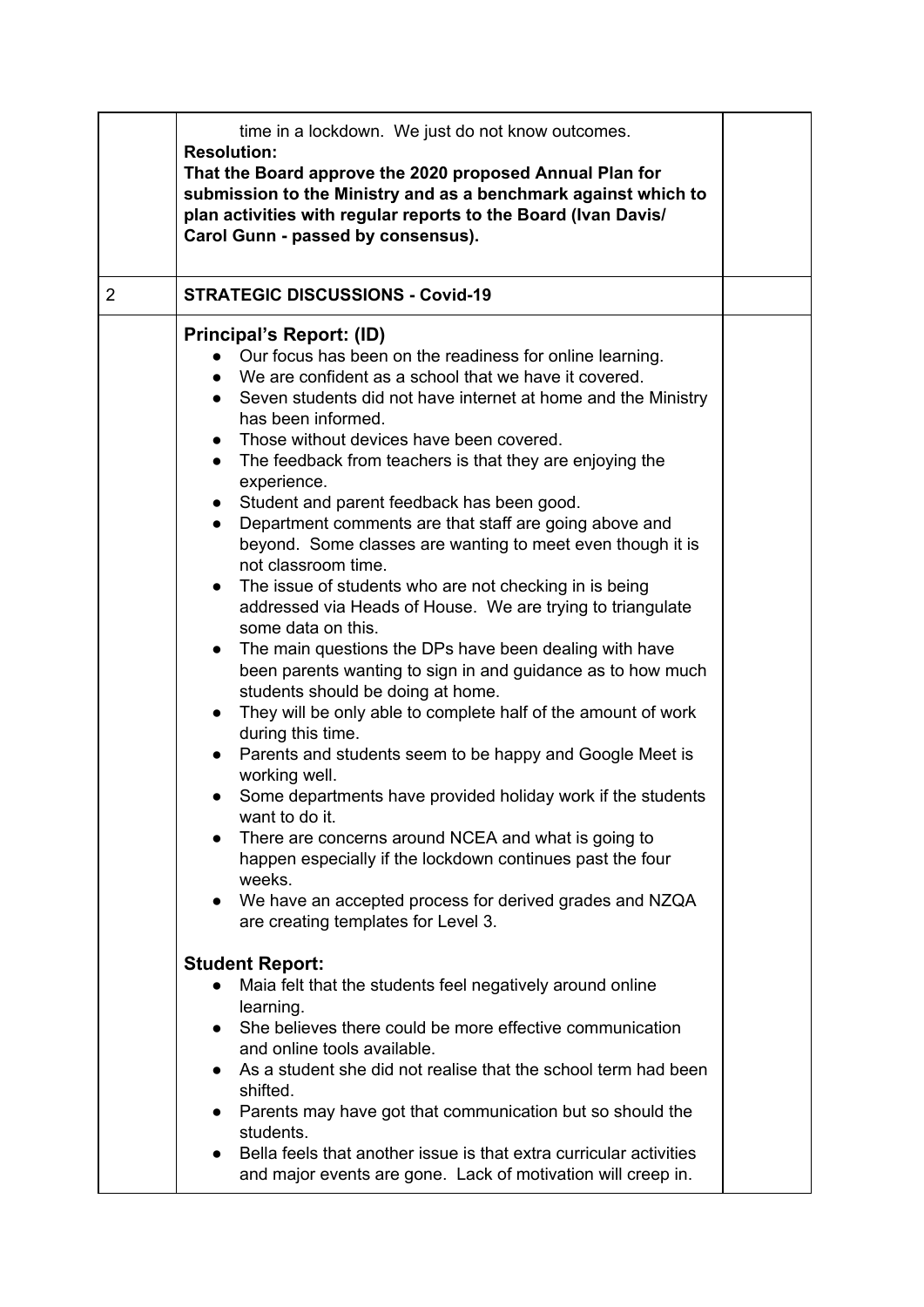| | | |
|---|---|---|
| | time in a lockdown. We just do not know outcomes.<br>**Resolution:**<br>**That the Board approve the 2020 proposed Annual Plan for submission to the Ministry and as a benchmark against which to plan activities with regular reports to the Board (Ivan Davis/ Carol Gunn - passed by consensus).** | |
| 2 | **STRATEGIC DISCUSSIONS - Covid-19** | |
| | **Principal's Report: (ID)**<br>• Our focus has been on the readiness for online learning.<br>• We are confident as a school that we have it covered.<br>• Seven students did not have internet at home and the Ministry has been informed.<br>• Those without devices have been covered.<br>• The feedback from teachers is that they are enjoying the experience.<br>• Student and parent feedback has been good.<br>• Department comments are that staff are going above and beyond. Some classes are wanting to meet even though it is not classroom time.<br>• The issue of students who are not checking in is being addressed via Heads of House. We are trying to triangulate some data on this.<br>• The main questions the DPs have been dealing with have been parents wanting to sign in and guidance as to how much students should be doing at home.<br>• They will be only able to complete half of the amount of work during this time.<br>• Parents and students seem to be happy and Google Meet is working well.<br>• Some departments have provided holiday work if the students want to do it.<br>• There are concerns around NCEA and what is going to happen especially if the lockdown continues past the four weeks.<br>• We have an accepted process for derived grades and NZQA are creating templates for Level 3.<br><br>**Student Report:**<br>• Maia felt that the students feel negatively around online learning.<br>• She believes there could be more effective communication and online tools available.<br>• As a student she did not realise that the school term had been shifted.<br>• Parents may have got that communication but so should the students.<br>• Bella feels that another issue is that extra curricular activities and major events are gone. Lack of motivation will creep in. | |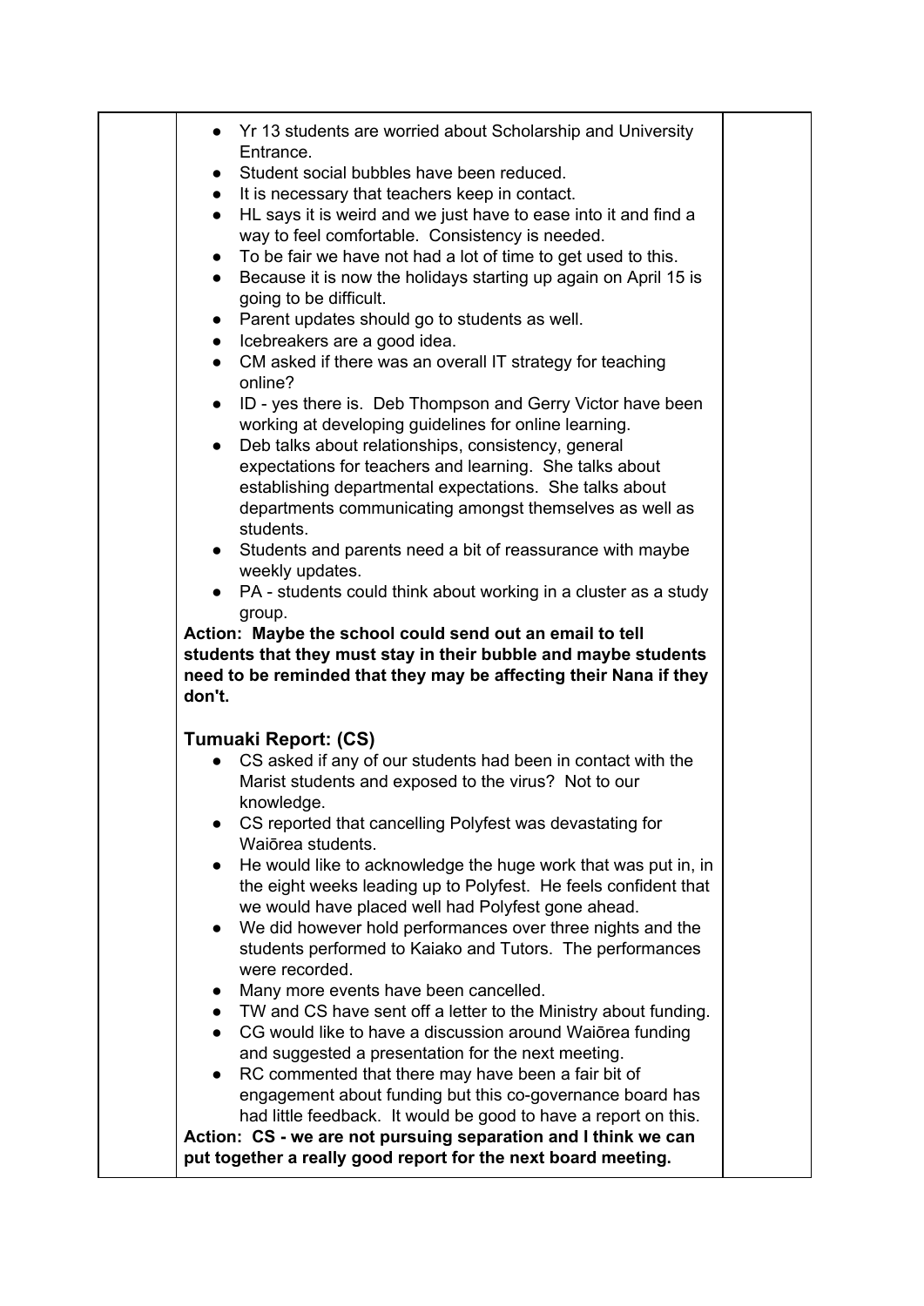- Yr 13 students are worried about Scholarship and University Entrance.
- Student social bubbles have been reduced.
- It is necessary that teachers keep in contact.
- HL says it is weird and we just have to ease into it and find a way to feel comfortable. Consistency is needed.
- To be fair we have not had a lot of time to get used to this.
- Because it is now the holidays starting up again on April 15 is going to be difficult.
- Parent updates should go to students as well.
- Icebreakers are a good idea.
- CM asked if there was an overall IT strategy for teaching online?
- ID - yes there is. Deb Thompson and Gerry Victor have been working at developing guidelines for online learning.
- Deb talks about relationships, consistency, general expectations for teachers and learning. She talks about establishing departmental expectations. She talks about departments communicating amongst themselves as well as students.
- Students and parents need a bit of reassurance with maybe weekly updates.
- PA - students could think about working in a cluster as a study group.

**Action: Maybe the school could send out an email to tell students that they must stay in their bubble and maybe students need to be reminded that they may be affecting their Nana if they don't.**

### Tumuaki Report: (CS)

- CS asked if any of our students had been in contact with the Marist students and exposed to the virus? Not to our knowledge.
- CS reported that cancelling Polyfest was devastating for Waiōrea students.
- He would like to acknowledge the huge work that was put in, in the eight weeks leading up to Polyfest. He feels confident that we would have placed well had Polyfest gone ahead.
- We did however hold performances over three nights and the students performed to Kaiako and Tutors. The performances were recorded.
- Many more events have been cancelled.
- TW and CS have sent off a letter to the Ministry about funding.
- CG would like to have a discussion around Waiōrea funding and suggested a presentation for the next meeting.
- RC commented that there may have been a fair bit of engagement about funding but this co-governance board has had little feedback. It would be good to have a report on this.

**Action: CS - we are not pursuing separation and I think we can put together a really good report for the next board meeting.**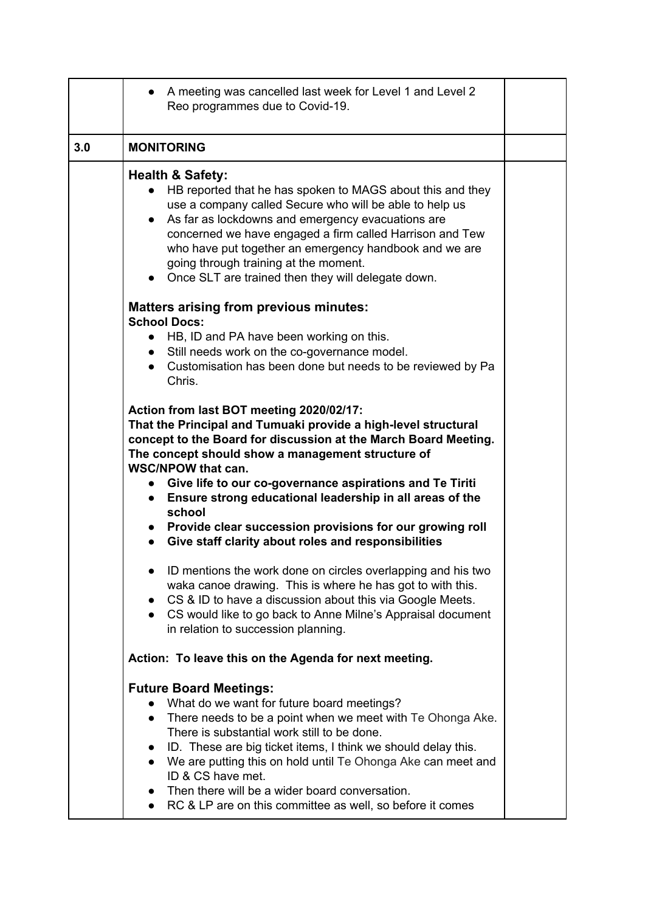| | | |
|---|---|---|
| | • A meeting was cancelled last week for Level 1 and Level 2 Reo programmes due to Covid-19. | |
| **3.0** | **MONITORING** | |
| | **Health & Safety:**<br>• HB reported that he has spoken to MAGS about this and they use a company called Secure who will be able to help us<br>• As far as lockdowns and emergency evacuations are concerned we have engaged a firm called Harrison and Tew who have put together an emergency handbook and we are going through training at the moment.<br>• Once SLT are trained then they will delegate down.<br><br>**Matters arising from previous minutes:**<br>**School Docs:**<br>• HB, ID and PA have been working on this.<br>• Still needs work on the co-governance model.<br>• Customisation has been done but needs to be reviewed by Pa Chris.<br><br>**Action from last BOT meeting 2020/02/17:**<br>**That the Principal and Tumuaki provide a high-level structural concept to the Board for discussion at the March Board Meeting. The concept should show a management structure of WSC/NPOW that can.**<br>• **Give life to our co-governance aspirations and Te Tiriti**<br>• **Ensure strong educational leadership in all areas of the school**<br>• **Provide clear succession provisions for our growing roll**<br>• **Give staff clarity about roles and responsibilities**<br><br>• ID mentions the work done on circles overlapping and his two waka canoe drawing. This is where he has got to with this.<br>• CS & ID to have a discussion about this via Google Meets.<br>• CS would like to go back to Anne Milne's Appraisal document in relation to succession planning.<br><br>**Action: To leave this on the Agenda for next meeting.**<br><br>**Future Board Meetings:**<br>• What do we want for future board meetings?<br>• There needs to be a point when we meet with Te Ohonga Ake. There is substantial work still to be done.<br>• ID. These are big ticket items, I think we should delay this.<br>• We are putting this on hold until Te Ohonga Ake can meet and ID & CS have met.<br>• Then there will be a wider board conversation.<br>• RC & LP are on this committee as well, so before it comes | |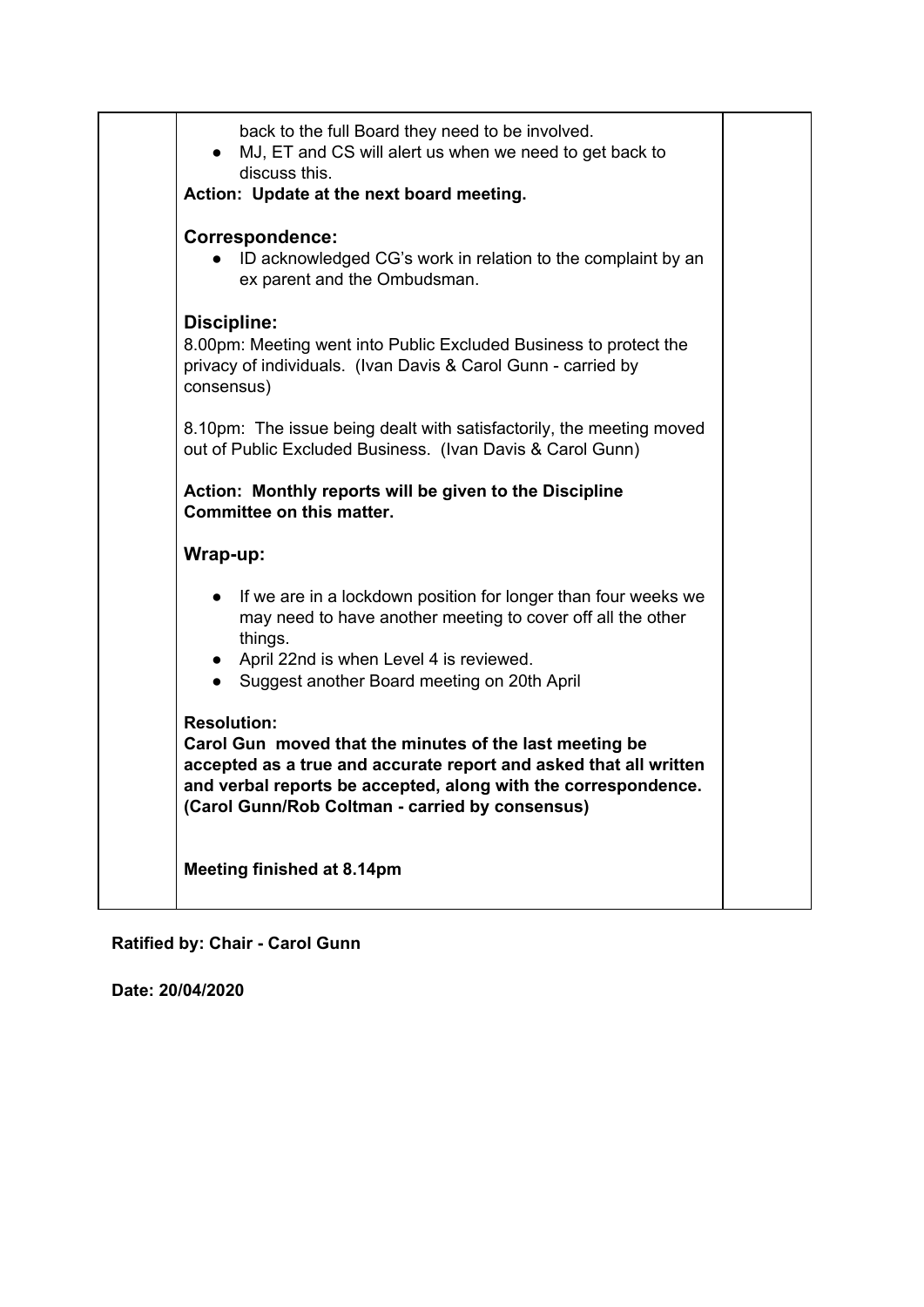back to the full Board they need to be involved.
- MJ, ET and CS will alert us when we need to get back to discuss this.

**Action: Update at the next board meeting.**

### Correspondence:

- ID acknowledged CG's work in relation to the complaint by an ex parent and the Ombudsman.

### Discipline:

8.00pm: Meeting went into Public Excluded Business to protect the privacy of individuals. (Ivan Davis & Carol Gunn - carried by consensus)

8.10pm: The issue being dealt with satisfactorily, the meeting moved out of Public Excluded Business. (Ivan Davis & Carol Gunn)

**Action: Monthly reports will be given to the Discipline Committee on this matter.**

### Wrap-up:

- If we are in a lockdown position for longer than four weeks we may need to have another meeting to cover off all the other things.
- April 22nd is when Level 4 is reviewed.
- Suggest another Board meeting on 20th April

**Resolution:**
**Carol Gun moved that the minutes of the last meeting be accepted as a true and accurate report and asked that all written and verbal reports be accepted, along with the correspondence. (Carol Gunn/Rob Coltman - carried by consensus)**

**Meeting finished at 8.14pm**

**Ratified by: Chair - Carol Gunn**

**Date: 20/04/2020**